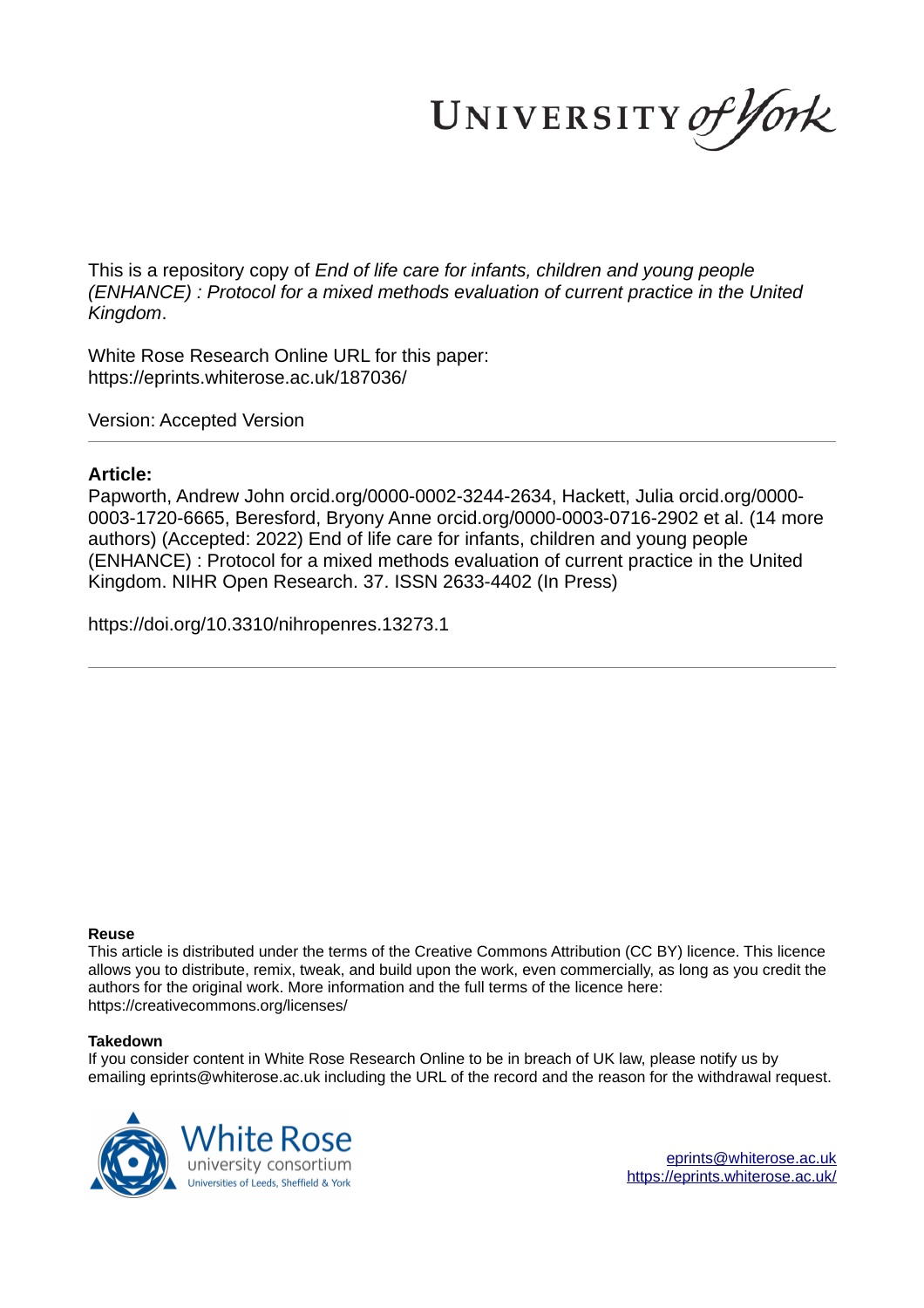UNIVERSITY of York

This is a repository copy of *End of life care for infants, children and young people (ENHANCE) : Protocol for a mixed methods evaluation of current practice in the United Kingdom*.

White Rose Research Online URL for this paper:
https://eprints.whiterose.ac.uk/187036/

Version: Accepted Version

## Article:

Papworth, Andrew John orcid.org/0000-0002-3244-2634, Hackett, Julia orcid.org/0000-0003-1720-6665, Beresford, Bryony Anne orcid.org/0000-0003-0716-2902 et al. (14 more authors) (Accepted: 2022) End of life care for infants, children and young people (ENHANCE) : Protocol for a mixed methods evaluation of current practice in the United Kingdom. NIHR Open Research. 37. ISSN 2633-4402 (In Press)

https://doi.org/10.3310/nihropenres.13273.1

**Reuse**

This article is distributed under the terms of the Creative Commons Attribution (CC BY) licence. This licence allows you to distribute, remix, tweak, and build upon the work, even commercially, as long as you credit the authors for the original work. More information and the full terms of the licence here: https://creativecommons.org/licenses/

**Takedown**

If you consider content in White Rose Research Online to be in breach of UK law, please notify us by emailing eprints@whiterose.ac.uk including the URL of the record and the reason for the withdrawal request.

White Rose university consortium
Universities of Leeds, Sheffield & York

eprints@whiterose.ac.uk
https://eprints.whiterose.ac.uk/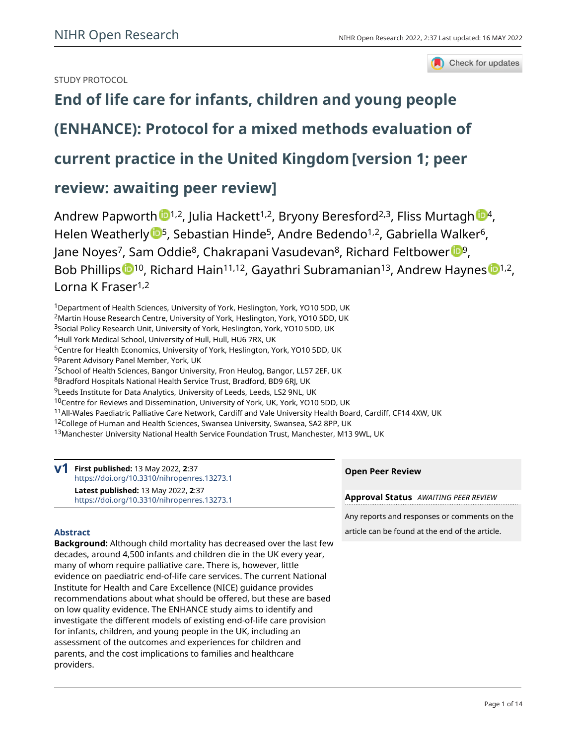STUDY PROTOCOL

# End of life care for infants, children and young people (ENHANCE): Protocol for a mixed methods evaluation of current practice in the United Kingdom [version 1; peer review: awaiting peer review]

Andrew Papworth[1,2], Julia Hackett[1,2], Bryony Beresford[2,3], Fliss Murtagh[4], Helen Weatherly[5], Sebastian Hinde[5], Andre Bedendo[1,2], Gabriella Walker[6], Jane Noyes[7], Sam Oddie[8], Chakrapani Vasudevan[8], Richard Feltbower[9], Bob Phillips[10], Richard Hain[11,12], Gayathri Subramanian[13], Andrew Haynes[1,2], Lorna K Fraser[1,2]

[1]Department of Health Sciences, University of York, Heslington, York, YO10 5DD, UK
[2]Martin House Research Centre, University of York, Heslington, York, YO10 5DD, UK
[3]Social Policy Research Unit, University of York, Heslington, York, YO10 5DD, UK
[4]Hull York Medical School, University of Hull, Hull, HU6 7RX, UK
[5]Centre for Health Economics, University of York, Heslington, York, YO10 5DD, UK
[6]Parent Advisory Panel Member, York, UK
[7]School of Health Sciences, Bangor University, Fron Heulog, Bangor, LL57 2EF, UK
[8]Bradford Hospitals National Health Service Trust, Bradford, BD9 6RJ, UK
[9]Leeds Institute for Data Analytics, University of Leeds, Leeds, LS2 9NL, UK
[10]Centre for Reviews and Dissemination, University of York, UK, York, YO10 5DD, UK
[11]All-Wales Paediatric Palliative Care Network, Cardiff and Vale University Health Board, Cardiff, CF14 4XW, UK
[12]College of Human and Health Sciences, Swansea University, Swansea, SA2 8PP, UK
[13]Manchester University National Health Service Foundation Trust, Manchester, M13 9WL, UK

**v1** **First published:** 13 May 2022, **2**:37
https://doi.org/10.3310/nihropenres.13273.1
**Latest published:** 13 May 2022, **2**:37
https://doi.org/10.3310/nihropenres.13273.1

## Abstract

**Background:** Although child mortality has decreased over the last few decades, around 4,500 infants and children die in the UK every year, many of whom require palliative care. There is, however, little evidence on paediatric end-of-life care services. The current National Institute for Health and Care Excellence (NICE) guidance provides recommendations about what should be offered, but these are based on low quality evidence. The ENHANCE study aims to identify and investigate the different models of existing end-of-life care provision for infants, children, and young people in the UK, including an assessment of the outcomes and experiences for children and parents, and the cost implications to families and healthcare providers.

**Open Peer Review**

**Approval Status** *AWAITING PEER REVIEW*

Any reports and responses or comments on the article can be found at the end of the article.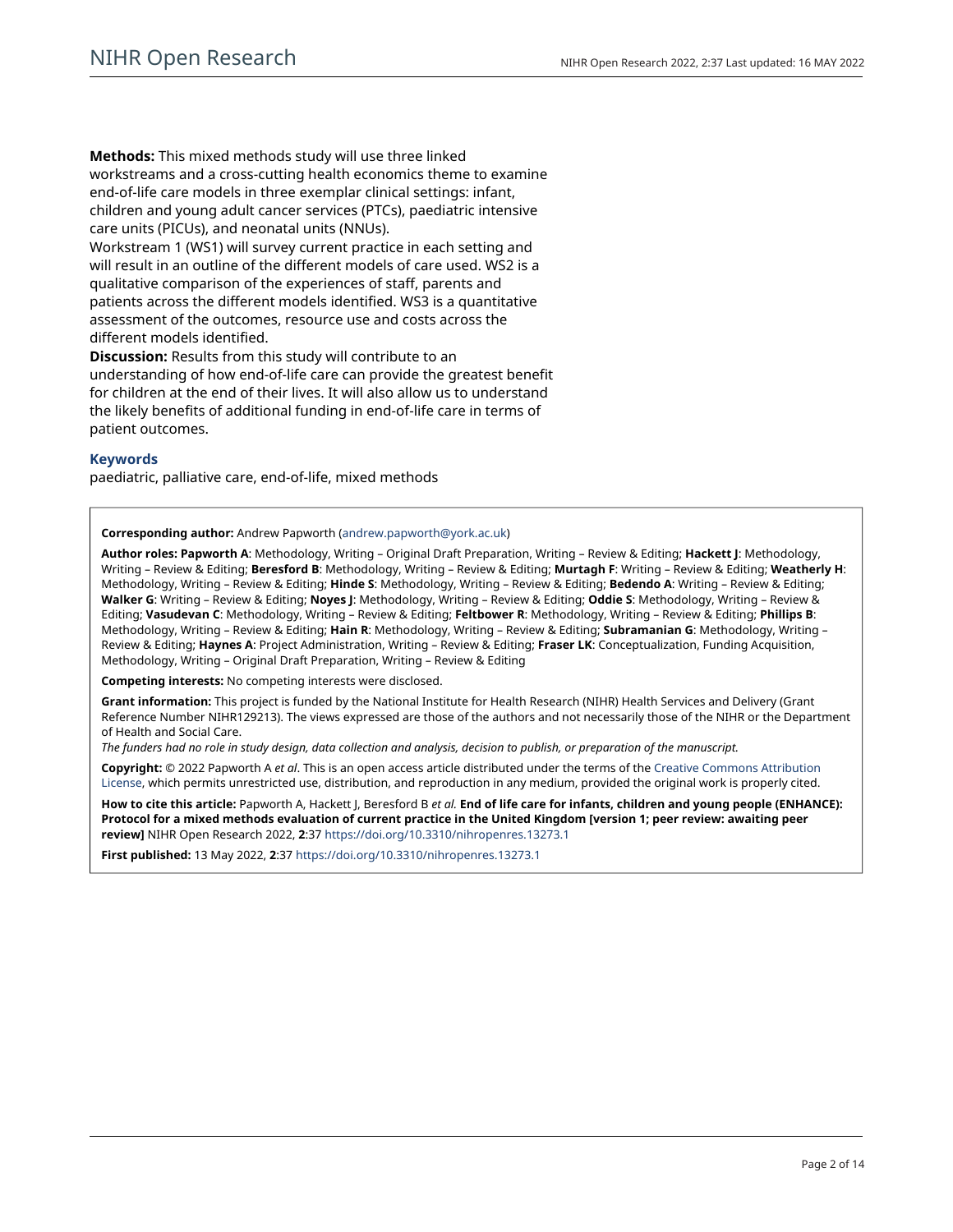**Methods:** This mixed methods study will use three linked workstreams and a cross-cutting health economics theme to examine end-of-life care models in three exemplar clinical settings: infant, children and young adult cancer services (PTCs), paediatric intensive care units (PICUs), and neonatal units (NNUs).

Workstream 1 (WS1) will survey current practice in each setting and will result in an outline of the different models of care used. WS2 is a qualitative comparison of the experiences of staff, parents and patients across the different models identified. WS3 is a quantitative assessment of the outcomes, resource use and costs across the different models identified.

**Discussion:** Results from this study will contribute to an understanding of how end-of-life care can provide the greatest benefit for children at the end of their lives. It will also allow us to understand the likely benefits of additional funding in end-of-life care in terms of patient outcomes.

### Keywords

paediatric, palliative care, end-of-life, mixed methods

**Corresponding author:** Andrew Papworth (andrew.papworth@york.ac.uk)

**Author roles: Papworth A**: Methodology, Writing – Original Draft Preparation, Writing – Review & Editing; **Hackett J**: Methodology, Writing – Review & Editing; **Beresford B**: Methodology, Writing – Review & Editing; **Murtagh F**: Writing – Review & Editing; **Weatherly H**: Methodology, Writing – Review & Editing; **Hinde S**: Methodology, Writing – Review & Editing; **Bedendo A**: Writing – Review & Editing; **Walker G**: Writing – Review & Editing; **Noyes J**: Methodology, Writing – Review & Editing; **Oddie S**: Methodology, Writing – Review & Editing; **Vasudevan C**: Methodology, Writing – Review & Editing; **Feltbower R**: Methodology, Writing – Review & Editing; **Phillips B**: Methodology, Writing – Review & Editing; **Hain R**: Methodology, Writing – Review & Editing; **Subramanian G**: Methodology, Writing – Review & Editing; **Haynes A**: Project Administration, Writing – Review & Editing; **Fraser LK**: Conceptualization, Funding Acquisition, Methodology, Writing – Original Draft Preparation, Writing – Review & Editing

**Competing interests:** No competing interests were disclosed.

**Grant information:** This project is funded by the National Institute for Health Research (NIHR) Health Services and Delivery (Grant Reference Number NIHR129213). The views expressed are those of the authors and not necessarily those of the NIHR or the Department of Health and Social Care.

*The funders had no role in study design, data collection and analysis, decision to publish, or preparation of the manuscript.*

**Copyright:** © 2022 Papworth A *et al*. This is an open access article distributed under the terms of the Creative Commons Attribution License, which permits unrestricted use, distribution, and reproduction in any medium, provided the original work is properly cited.

**How to cite this article:** Papworth A, Hackett J, Beresford B *et al.* **End of life care for infants, children and young people (ENHANCE): Protocol for a mixed methods evaluation of current practice in the United Kingdom [version 1; peer review: awaiting peer review]** NIHR Open Research 2022, **2**:37 https://doi.org/10.3310/nihropenres.13273.1

**First published:** 13 May 2022, **2**:37 https://doi.org/10.3310/nihropenres.13273.1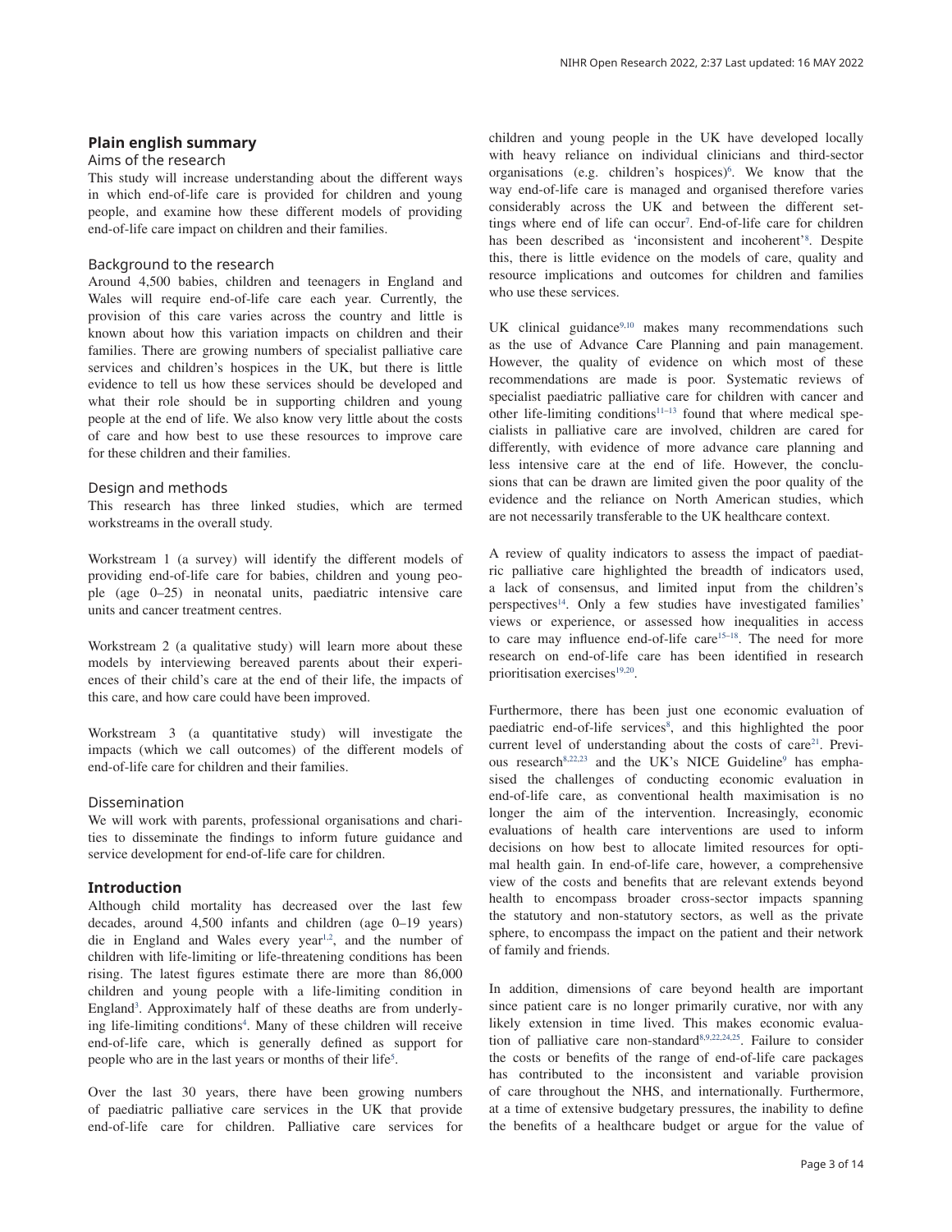## Plain english summary

### Aims of the research

This study will increase understanding about the different ways in which end-of-life care is provided for children and young people, and examine how these different models of providing end-of-life care impact on children and their families.

### Background to the research

Around 4,500 babies, children and teenagers in England and Wales will require end-of-life care each year. Currently, the provision of this care varies across the country and little is known about how this variation impacts on children and their families. There are growing numbers of specialist palliative care services and children's hospices in the UK, but there is little evidence to tell us how these services should be developed and what their role should be in supporting children and young people at the end of life. We also know very little about the costs of care and how best to use these resources to improve care for these children and their families.

### Design and methods

This research has three linked studies, which are termed workstreams in the overall study.

Workstream 1 (a survey) will identify the different models of providing end-of-life care for babies, children and young people (age 0–25) in neonatal units, paediatric intensive care units and cancer treatment centres.

Workstream 2 (a qualitative study) will learn more about these models by interviewing bereaved parents about their experiences of their child's care at the end of their life, the impacts of this care, and how care could have been improved.

Workstream 3 (a quantitative study) will investigate the impacts (which we call outcomes) of the different models of end-of-life care for children and their families.

### Dissemination

We will work with parents, professional organisations and charities to disseminate the findings to inform future guidance and service development for end-of-life care for children.

## Introduction

Although child mortality has decreased over the last few decades, around 4,500 infants and children (age 0–19 years) die in England and Wales every year[1,2], and the number of children with life-limiting or life-threatening conditions has been rising. The latest figures estimate there are more than 86,000 children and young people with a life-limiting condition in England[3]. Approximately half of these deaths are from underlying life-limiting conditions[4]. Many of these children will receive end-of-life care, which is generally defined as support for people who are in the last years or months of their life[5].

Over the last 30 years, there have been growing numbers of paediatric palliative care services in the UK that provide end-of-life care for children. Palliative care services for children and young people in the UK have developed locally with heavy reliance on individual clinicians and third-sector organisations (e.g. children's hospices)[6]. We know that the way end-of-life care is managed and organised therefore varies considerably across the UK and between the different settings where end of life can occur[7]. End-of-life care for children has been described as 'inconsistent and incoherent'[8]. Despite this, there is little evidence on the models of care, quality and resource implications and outcomes for children and families who use these services.

UK clinical guidance[9,10] makes many recommendations such as the use of Advance Care Planning and pain management. However, the quality of evidence on which most of these recommendations are made is poor. Systematic reviews of specialist paediatric palliative care for children with cancer and other life-limiting conditions[11–13] found that where medical specialists in palliative care are involved, children are cared for differently, with evidence of more advance care planning and less intensive care at the end of life. However, the conclusions that can be drawn are limited given the poor quality of the evidence and the reliance on North American studies, which are not necessarily transferable to the UK healthcare context.

A review of quality indicators to assess the impact of paediatric palliative care highlighted the breadth of indicators used, a lack of consensus, and limited input from the children's perspectives[14]. Only a few studies have investigated families' views or experience, or assessed how inequalities in access to care may influence end-of-life care[15–18]. The need for more research on end-of-life care has been identified in research prioritisation exercises[19,20].

Furthermore, there has been just one economic evaluation of paediatric end-of-life services[8], and this highlighted the poor current level of understanding about the costs of care[21]. Previous research[8,22,23] and the UK's NICE Guideline[9] has emphasised the challenges of conducting economic evaluation in end-of-life care, as conventional health maximisation is no longer the aim of the intervention. Increasingly, economic evaluations of health care interventions are used to inform decisions on how best to allocate limited resources for optimal health gain. In end-of-life care, however, a comprehensive view of the costs and benefits that are relevant extends beyond health to encompass broader cross-sector impacts spanning the statutory and non-statutory sectors, as well as the private sphere, to encompass the impact on the patient and their network of family and friends.

In addition, dimensions of care beyond health are important since patient care is no longer primarily curative, nor with any likely extension in time lived. This makes economic evaluation of palliative care non-standard[8,9,22,24,25]. Failure to consider the costs or benefits of the range of end-of-life care packages has contributed to the inconsistent and variable provision of care throughout the NHS, and internationally. Furthermore, at a time of extensive budgetary pressures, the inability to define the benefits of a healthcare budget or argue for the value of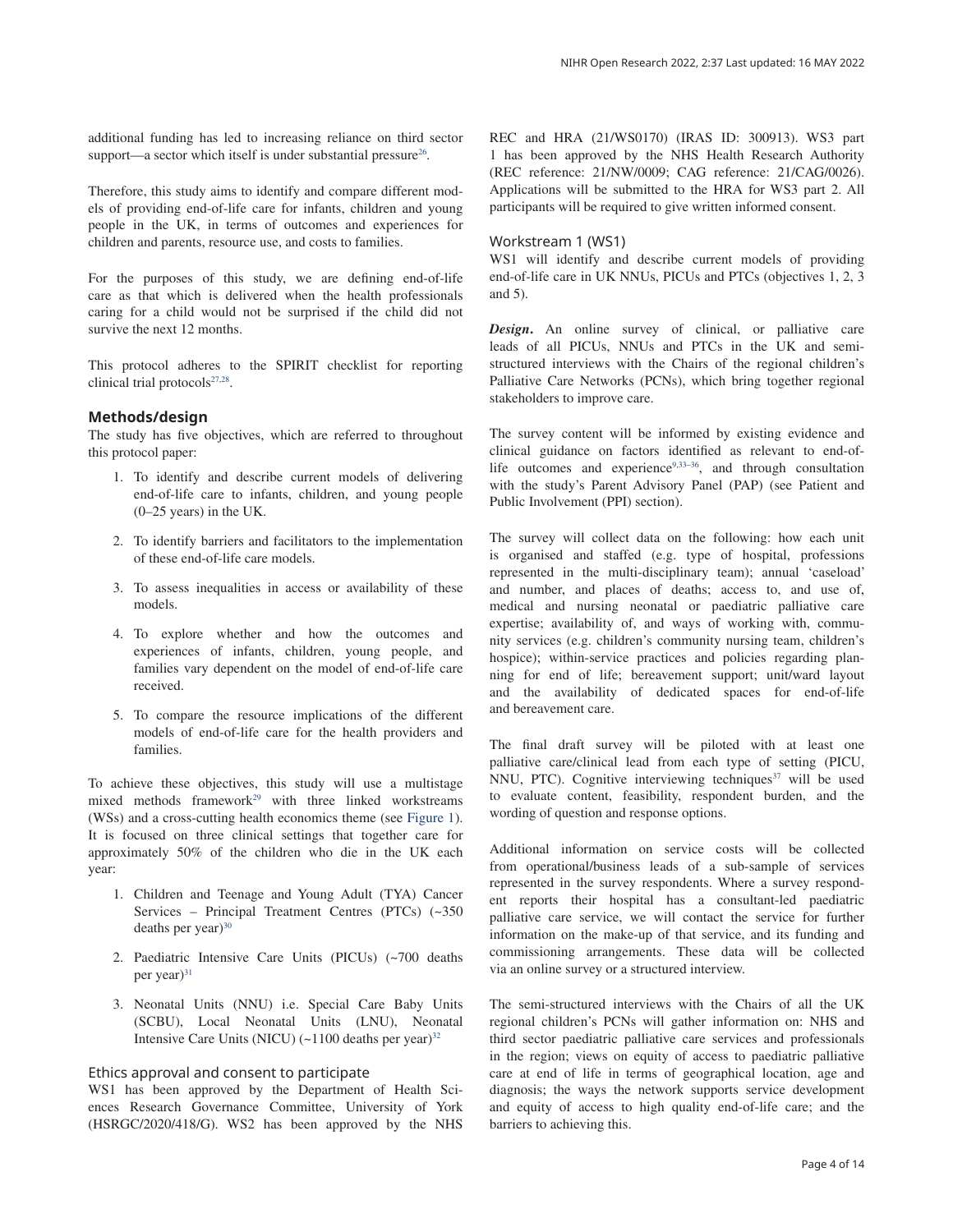additional funding has led to increasing reliance on third sector support—a sector which itself is under substantial pressure[26].

Therefore, this study aims to identify and compare different models of providing end-of-life care for infants, children and young people in the UK, in terms of outcomes and experiences for children and parents, resource use, and costs to families.

For the purposes of this study, we are defining end-of-life care as that which is delivered when the health professionals caring for a child would not be surprised if the child did not survive the next 12 months.

This protocol adheres to the SPIRIT checklist for reporting clinical trial protocols[27,28].

## Methods/design

The study has five objectives, which are referred to throughout this protocol paper:

1. To identify and describe current models of delivering end-of-life care to infants, children, and young people (0–25 years) in the UK.
2. To identify barriers and facilitators to the implementation of these end-of-life care models.
3. To assess inequalities in access or availability of these models.
4. To explore whether and how the outcomes and experiences of infants, children, young people, and families vary dependent on the model of end-of-life care received.
5. To compare the resource implications of the different models of end-of-life care for the health providers and families.

To achieve these objectives, this study will use a multistage mixed methods framework[29] with three linked workstreams (WSs) and a cross-cutting health economics theme (see Figure 1). It is focused on three clinical settings that together care for approximately 50% of the children who die in the UK each year:

1. Children and Teenage and Young Adult (TYA) Cancer Services – Principal Treatment Centres (PTCs) (~350 deaths per year)[30]
2. Paediatric Intensive Care Units (PICUs) (~700 deaths per year)[31]
3. Neonatal Units (NNU) i.e. Special Care Baby Units (SCBU), Local Neonatal Units (LNU), Neonatal Intensive Care Units (NICU) (~1100 deaths per year)[32]

### Ethics approval and consent to participate

WS1 has been approved by the Department of Health Sciences Research Governance Committee, University of York (HSRGC/2020/418/G). WS2 has been approved by the NHS REC and HRA (21/WS0170) (IRAS ID: 300913). WS3 part 1 has been approved by the NHS Health Research Authority (REC reference: 21/NW/0009; CAG reference: 21/CAG/0026). Applications will be submitted to the HRA for WS3 part 2. All participants will be required to give written informed consent.

### Workstream 1 (WS1)

WS1 will identify and describe current models of providing end-of-life care in UK NNUs, PICUs and PTCs (objectives 1, 2, 3 and 5).

***Design.*** An online survey of clinical, or palliative care leads of all PICUs, NNUs and PTCs in the UK and semi-structured interviews with the Chairs of the regional children's Palliative Care Networks (PCNs), which bring together regional stakeholders to improve care.

The survey content will be informed by existing evidence and clinical guidance on factors identified as relevant to end-of-life outcomes and experience[9,33–36], and through consultation with the study's Parent Advisory Panel (PAP) (see Patient and Public Involvement (PPI) section).

The survey will collect data on the following: how each unit is organised and staffed (e.g. type of hospital, professions represented in the multi-disciplinary team); annual 'caseload' and number, and places of deaths; access to, and use of, medical and nursing neonatal or paediatric palliative care expertise; availability of, and ways of working with, community services (e.g. children's community nursing team, children's hospice); within-service practices and policies regarding planning for end of life; bereavement support; unit/ward layout and the availability of dedicated spaces for end-of-life and bereavement care.

The final draft survey will be piloted with at least one palliative care/clinical lead from each type of setting (PICU, NNU, PTC). Cognitive interviewing techniques[37] will be used to evaluate content, feasibility, respondent burden, and the wording of question and response options.

Additional information on service costs will be collected from operational/business leads of a sub-sample of services represented in the survey respondents. Where a survey respondent reports their hospital has a consultant-led paediatric palliative care service, we will contact the service for further information on the make-up of that service, and its funding and commissioning arrangements. These data will be collected via an online survey or a structured interview.

The semi-structured interviews with the Chairs of all the UK regional children's PCNs will gather information on: NHS and third sector paediatric palliative care services and professionals in the region; views on equity of access to paediatric palliative care at end of life in terms of geographical location, age and diagnosis; the ways the network supports service development and equity of access to high quality end-of-life care; and the barriers to achieving this.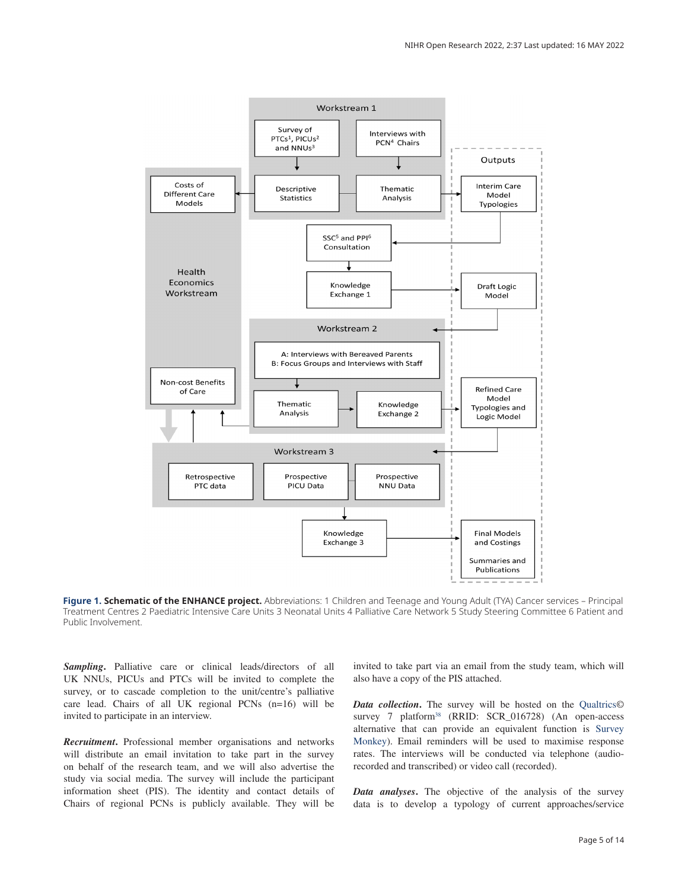**Figure 1. Schematic of the ENHANCE project.** Abbreviations: 1 Children and Teenage and Young Adult (TYA) Cancer services – Principal Treatment Centres 2 Paediatric Intensive Care Units 3 Neonatal Units 4 Palliative Care Network 5 Study Steering Committee 6 Patient and Public Involvement.

***Sampling*.** Palliative care or clinical leads/directors of all UK NNUs, PICUs and PTCs will be invited to complete the survey, or to cascade completion to the unit/centre's palliative care lead. Chairs of all UK regional PCNs (n=16) will be invited to participate in an interview.

***Recruitment*.** Professional member organisations and networks will distribute an email invitation to take part in the survey on behalf of the research team, and we will also advertise the study via social media. The survey will include the participant information sheet (PIS). The identity and contact details of Chairs of regional PCNs is publicly available. They will be invited to take part via an email from the study team, which will also have a copy of the PIS attached.

***Data collection*.** The survey will be hosted on the Qualtrics© survey 7 platform[38] (RRID: SCR_016728) (An open-access alternative that can provide an equivalent function is Survey Monkey). Email reminders will be used to maximise response rates. The interviews will be conducted via telephone (audio-recorded and transcribed) or video call (recorded).

***Data analyses*.** The objective of the analysis of the survey data is to develop a typology of current approaches/service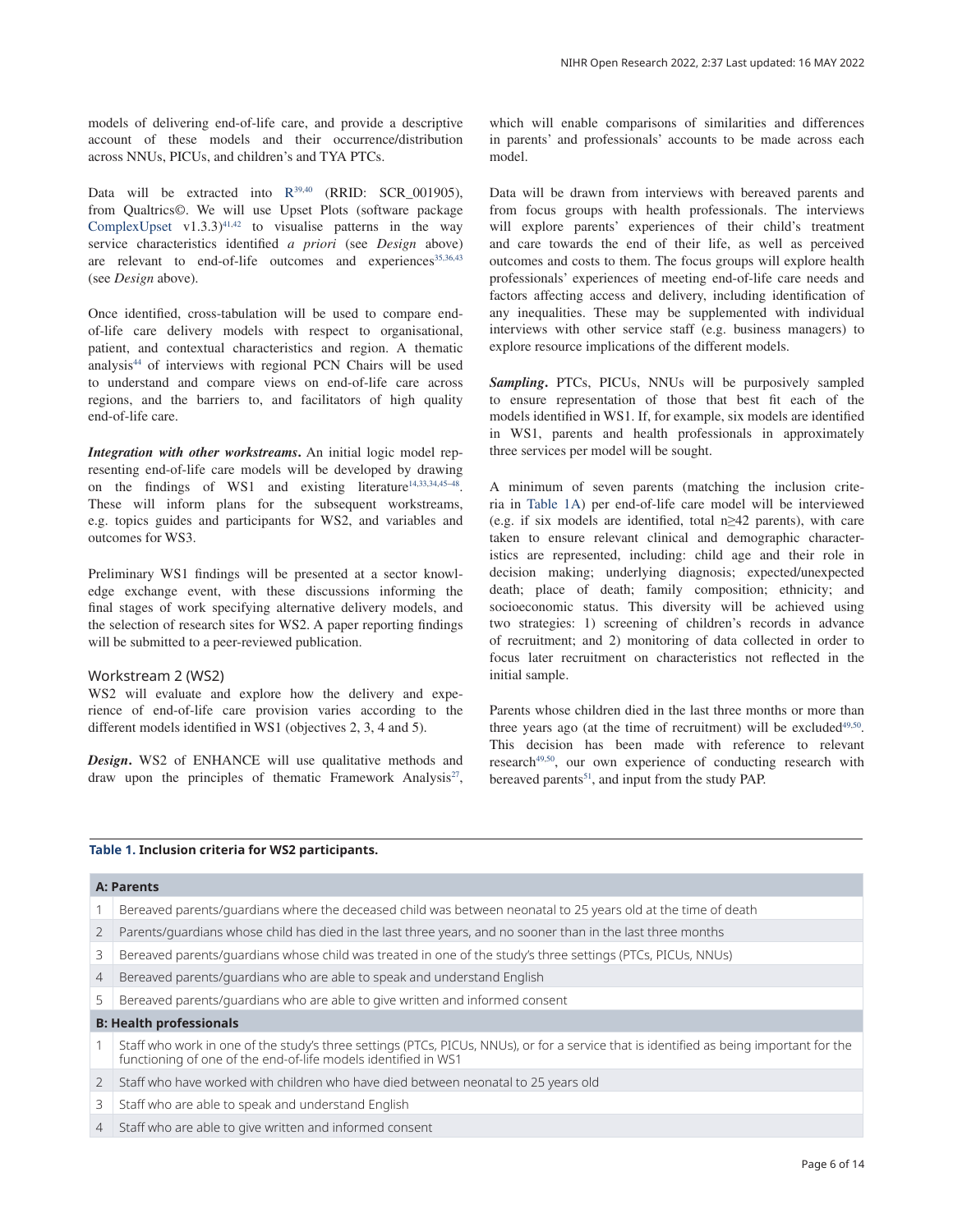models of delivering end-of-life care, and provide a descriptive account of these models and their occurrence/distribution across NNUs, PICUs, and children's and TYA PTCs.

Data will be extracted into R[39,40] (RRID: SCR_001905), from Qualtrics©. We will use Upset Plots (software package ComplexUpset v1.3.3)[41,42] to visualise patterns in the way service characteristics identified *a priori* (see *Design* above) are relevant to end-of-life outcomes and experiences[35,36,43] (see *Design* above).

Once identified, cross-tabulation will be used to compare end-of-life care delivery models with respect to organisational, patient, and contextual characteristics and region. A thematic analysis[44] of interviews with regional PCN Chairs will be used to understand and compare views on end-of-life care across regions, and the barriers to, and facilitators of high quality end-of-life care.

***Integration with other workstreams***. An initial logic model representing end-of-life care models will be developed by drawing on the findings of WS1 and existing literature[14,33,34,45–48]. These will inform plans for the subsequent workstreams, e.g. topics guides and participants for WS2, and variables and outcomes for WS3.

Preliminary WS1 findings will be presented at a sector knowledge exchange event, with these discussions informing the final stages of work specifying alternative delivery models, and the selection of research sites for WS2. A paper reporting findings will be submitted to a peer-reviewed publication.

## Workstream 2 (WS2)

WS2 will evaluate and explore how the delivery and experience of end-of-life care provision varies according to the different models identified in WS1 (objectives 2, 3, 4 and 5).

***Design***. WS2 of ENHANCE will use qualitative methods and draw upon the principles of thematic Framework Analysis[27], which will enable comparisons of similarities and differences in parents' and professionals' accounts to be made across each model.

Data will be drawn from interviews with bereaved parents and from focus groups with health professionals. The interviews will explore parents' experiences of their child's treatment and care towards the end of their life, as well as perceived outcomes and costs to them. The focus groups will explore health professionals' experiences of meeting end-of-life care needs and factors affecting access and delivery, including identification of any inequalities. These may be supplemented with individual interviews with other service staff (e.g. business managers) to explore resource implications of the different models.

***Sampling***. PTCs, PICUs, NNUs will be purposively sampled to ensure representation of those that best fit each of the models identified in WS1. If, for example, six models are identified in WS1, parents and health professionals in approximately three services per model will be sought.

A minimum of seven parents (matching the inclusion criteria in Table 1A) per end-of-life care model will be interviewed (e.g. if six models are identified, total n≥42 parents), with care taken to ensure relevant clinical and demographic characteristics are represented, including: child age and their role in decision making; underlying diagnosis; expected/unexpected death; place of death; family composition; ethnicity; and socioeconomic status. This diversity will be achieved using two strategies: 1) screening of children's records in advance of recruitment; and 2) monitoring of data collected in order to focus later recruitment on characteristics not reflected in the initial sample.

Parents whose children died in the last three months or more than three years ago (at the time of recruitment) will be excluded[49,50]. This decision has been made with reference to relevant research[49,50], our own experience of conducting research with bereaved parents[51], and input from the study PAP.

**Table 1. Inclusion criteria for WS2 participants.**

| | |
|---|---|
| **A: Parents** | |
| 1 | Bereaved parents/guardians where the deceased child was between neonatal to 25 years old at the time of death |
| 2 | Parents/guardians whose child has died in the last three years, and no sooner than in the last three months |
| 3 | Bereaved parents/guardians whose child was treated in one of the study's three settings (PTCs, PICUs, NNUs) |
| 4 | Bereaved parents/guardians who are able to speak and understand English |
| 5 | Bereaved parents/guardians who are able to give written and informed consent |
| **B: Health professionals** | |
| 1 | Staff who work in one of the study's three settings (PTCs, PICUs, NNUs), or for a service that is identified as being important for the functioning of one of the end-of-life models identified in WS1 |
| 2 | Staff who have worked with children who have died between neonatal to 25 years old |
| 3 | Staff who are able to speak and understand English |
| 4 | Staff who are able to give written and informed consent |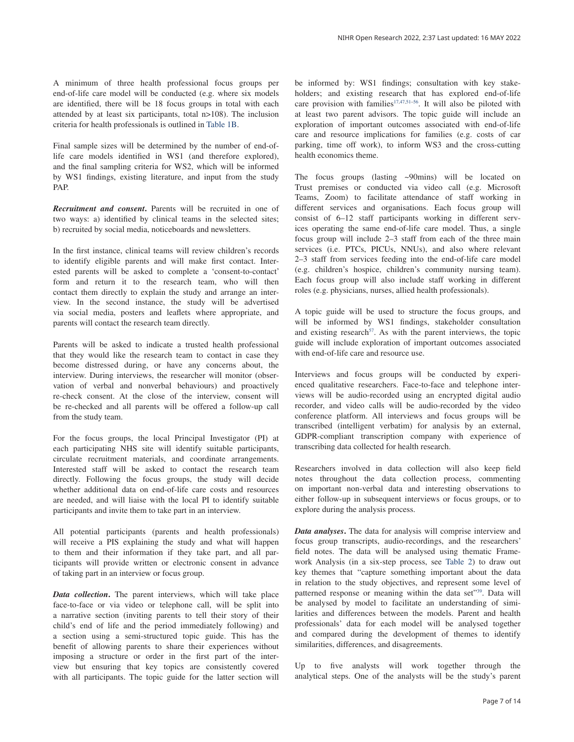A minimum of three health professional focus groups per end-of-life care model will be conducted (e.g. where six models are identified, there will be 18 focus groups in total with each attended by at least six participants, total n>108). The inclusion criteria for health professionals is outlined in Table 1B.

Final sample sizes will be determined by the number of end-of-life care models identified in WS1 (and therefore explored), and the final sampling criteria for WS2, which will be informed by WS1 findings, existing literature, and input from the study PAP.

***Recruitment and consent*.** Parents will be recruited in one of two ways: a) identified by clinical teams in the selected sites; b) recruited by social media, noticeboards and newsletters.

In the first instance, clinical teams will review children's records to identify eligible parents and will make first contact. Interested parents will be asked to complete a 'consent-to-contact' form and return it to the research team, who will then contact them directly to explain the study and arrange an interview. In the second instance, the study will be advertised via social media, posters and leaflets where appropriate, and parents will contact the research team directly.

Parents will be asked to indicate a trusted health professional that they would like the research team to contact in case they become distressed during, or have any concerns about, the interview. During interviews, the researcher will monitor (observation of verbal and nonverbal behaviours) and proactively re-check consent. At the close of the interview, consent will be re-checked and all parents will be offered a follow-up call from the study team.

For the focus groups, the local Principal Investigator (PI) at each participating NHS site will identify suitable participants, circulate recruitment materials, and coordinate arrangements. Interested staff will be asked to contact the research team directly. Following the focus groups, the study will decide whether additional data on end-of-life care costs and resources are needed, and will liaise with the local PI to identify suitable participants and invite them to take part in an interview.

All potential participants (parents and health professionals) will receive a PIS explaining the study and what will happen to them and their information if they take part, and all participants will provide written or electronic consent in advance of taking part in an interview or focus group.

***Data collection*.** The parent interviews, which will take place face-to-face or via video or telephone call, will be split into a narrative section (inviting parents to tell their story of their child's end of life and the period immediately following) and a section using a semi-structured topic guide. This has the benefit of allowing parents to share their experiences without imposing a structure or order in the first part of the interview but ensuring that key topics are consistently covered with all participants. The topic guide for the latter section will be informed by: WS1 findings; consultation with key stakeholders; and existing research that has explored end-of-life care provision with families[17,47,51–56]. It will also be piloted with at least two parent advisors. The topic guide will include an exploration of important outcomes associated with end-of-life care and resource implications for families (e.g. costs of car parking, time off work), to inform WS3 and the cross-cutting health economics theme.

The focus groups (lasting ~90mins) will be located on Trust premises or conducted via video call (e.g. Microsoft Teams, Zoom) to facilitate attendance of staff working in different services and organisations. Each focus group will consist of 6–12 staff participants working in different services operating the same end-of-life care model. Thus, a single focus group will include 2–3 staff from each of the three main services (i.e. PTCs, PICUs, NNUs), and also where relevant 2–3 staff from services feeding into the end-of-life care model (e.g. children's hospice, children's community nursing team). Each focus group will also include staff working in different roles (e.g. physicians, nurses, allied health professionals).

A topic guide will be used to structure the focus groups, and will be informed by WS1 findings, stakeholder consultation and existing research[57]. As with the parent interviews, the topic guide will include exploration of important outcomes associated with end-of-life care and resource use.

Interviews and focus groups will be conducted by experienced qualitative researchers. Face-to-face and telephone interviews will be audio-recorded using an encrypted digital audio recorder, and video calls will be audio-recorded by the video conference platform. All interviews and focus groups will be transcribed (intelligent verbatim) for analysis by an external, GDPR-compliant transcription company with experience of transcribing data collected for health research.

Researchers involved in data collection will also keep field notes throughout the data collection process, commenting on important non-verbal data and interesting observations to either follow-up in subsequent interviews or focus groups, or to explore during the analysis process.

***Data analyses*.** The data for analysis will comprise interview and focus group transcripts, audio-recordings, and the researchers' field notes. The data will be analysed using thematic Framework Analysis (in a six-step process, see Table 2) to draw out key themes that "capture something important about the data in relation to the study objectives, and represent some level of patterned response or meaning within the data set"[39]. Data will be analysed by model to facilitate an understanding of similarities and differences between the models. Parent and health professionals' data for each model will be analysed together and compared during the development of themes to identify similarities, differences, and disagreements.

Up to five analysts will work together through the analytical steps. One of the analysts will be the study's parent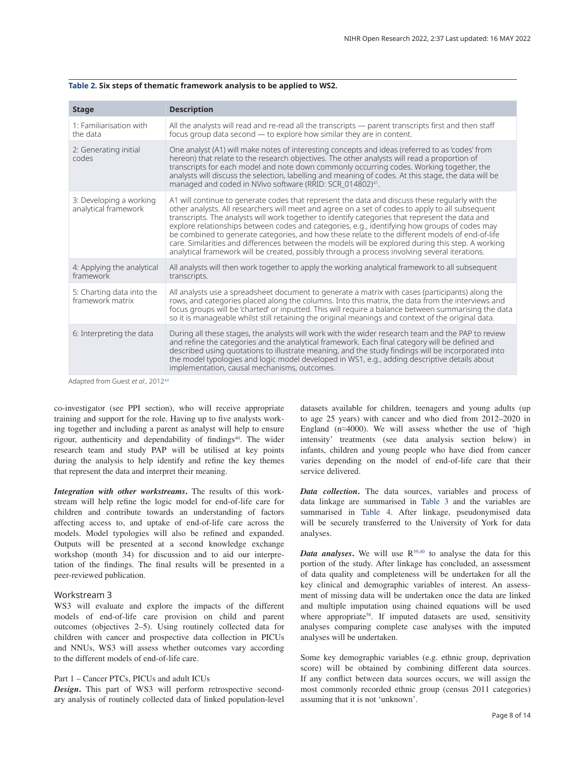**Table 2. Six steps of thematic framework analysis to be applied to WS2.**

| Stage | Description |
|---|---|
| 1: Familiarisation with the data | All the analysts will read and re-read all the transcripts — parent transcripts first and then staff focus group data second — to explore how similar they are in content. |
| 2: Generating initial codes | One analyst (A1) will make notes of interesting concepts and ideas (referred to as 'codes' from hereon) that relate to the research objectives. The other analysts will read a proportion of transcripts for each model and note down commonly occurring codes. Working together, the analysts will discuss the selection, labelling and meaning of codes. At this stage, the data will be managed and coded in NVivo software (RRID: SCR_014802)[41]. |
| 3: Developing a working analytical framework | A1 will continue to generate codes that represent the data and discuss these regularly with the other analysts. All researchers will meet and agree on a set of codes to apply to all subsequent transcripts. The analysts will work together to identify categories that represent the data and explore relationships between codes and categories, e.g., identifying how groups of codes may be combined to generate categories, and how these relate to the different models of end-of-life care. Similarities and differences between the models will be explored during this step. A working analytical framework will be created, possibly through a process involving several iterations. |
| 4: Applying the analytical framework | All analysts will then work together to apply the working analytical framework to all subsequent transcripts. |
| 5: Charting data into the framework matrix | All analysts use a spreadsheet document to generate a matrix with cases (participants) along the rows, and categories placed along the columns. Into this matrix, the data from the interviews and focus groups will be 'charted' or inputted. This will require a balance between summarising the data so it is manageable whilst still retaining the original meanings and context of the original data. |
| 6: Interpreting the data | During all these stages, the analysts will work with the wider research team and the PAP to review and refine the categories and the analytical framework. Each final category will be defined and described using quotations to illustrate meaning, and the study findings will be incorporated into the model typologies and logic model developed in WS1, e.g., adding descriptive details about implementation, causal mechanisms, outcomes. |

Adapted from Guest *et al.*, 2012[44]

co-investigator (see PPI section), who will receive appropriate training and support for the role. Having up to five analysts working together and including a parent as analyst will help to ensure rigour, authenticity and dependability of findings[40]. The wider research team and study PAP will be utilised at key points during the analysis to help identify and refine the key themes that represent the data and interpret their meaning.

***Integration with other workstreams*.** The results of this workstream will help refine the logic model for end-of-life care for children and contribute towards an understanding of factors affecting access to, and uptake of end-of-life care across the models. Model typologies will also be refined and expanded. Outputs will be presented at a second knowledge exchange workshop (month 34) for discussion and to aid our interpretation of the findings. The final results will be presented in a peer-reviewed publication.

### Workstream 3

WS3 will evaluate and explore the impacts of the different models of end-of-life care provision on child and parent outcomes (objectives 2–5). Using routinely collected data for children with cancer and prospective data collection in PICUs and NNUs, WS3 will assess whether outcomes vary according to the different models of end-of-life care.

#### Part 1 – Cancer PTCs, PICUs and adult ICUs

***Design*.** This part of WS3 will perform retrospective secondary analysis of routinely collected data of linked population-level datasets available for children, teenagers and young adults (up to age 25 years) with cancer and who died from 2012–2020 in England (n≈4000). We will assess whether the use of 'high intensity' treatments (see data analysis section below) in infants, children and young people who have died from cancer varies depending on the model of end-of-life care that their service delivered.

***Data collection*.** The data sources, variables and process of data linkage are summarised in Table 3 and the variables are summarised in Table 4. After linkage, pseudonymised data will be securely transferred to the University of York for data analyses.

***Data analyses*.** We will use R[39,40] to analyse the data for this portion of the study. After linkage has concluded, an assessment of data quality and completeness will be undertaken for all the key clinical and demographic variables of interest. An assessment of missing data will be undertaken once the data are linked and multiple imputation using chained equations will be used where appropriate[58]. If imputed datasets are used, sensitivity analyses comparing complete case analyses with the imputed analyses will be undertaken.

Some key demographic variables (e.g. ethnic group, deprivation score) will be obtained by combining different data sources. If any conflict between data sources occurs, we will assign the most commonly recorded ethnic group (census 2011 categories) assuming that it is not 'unknown'.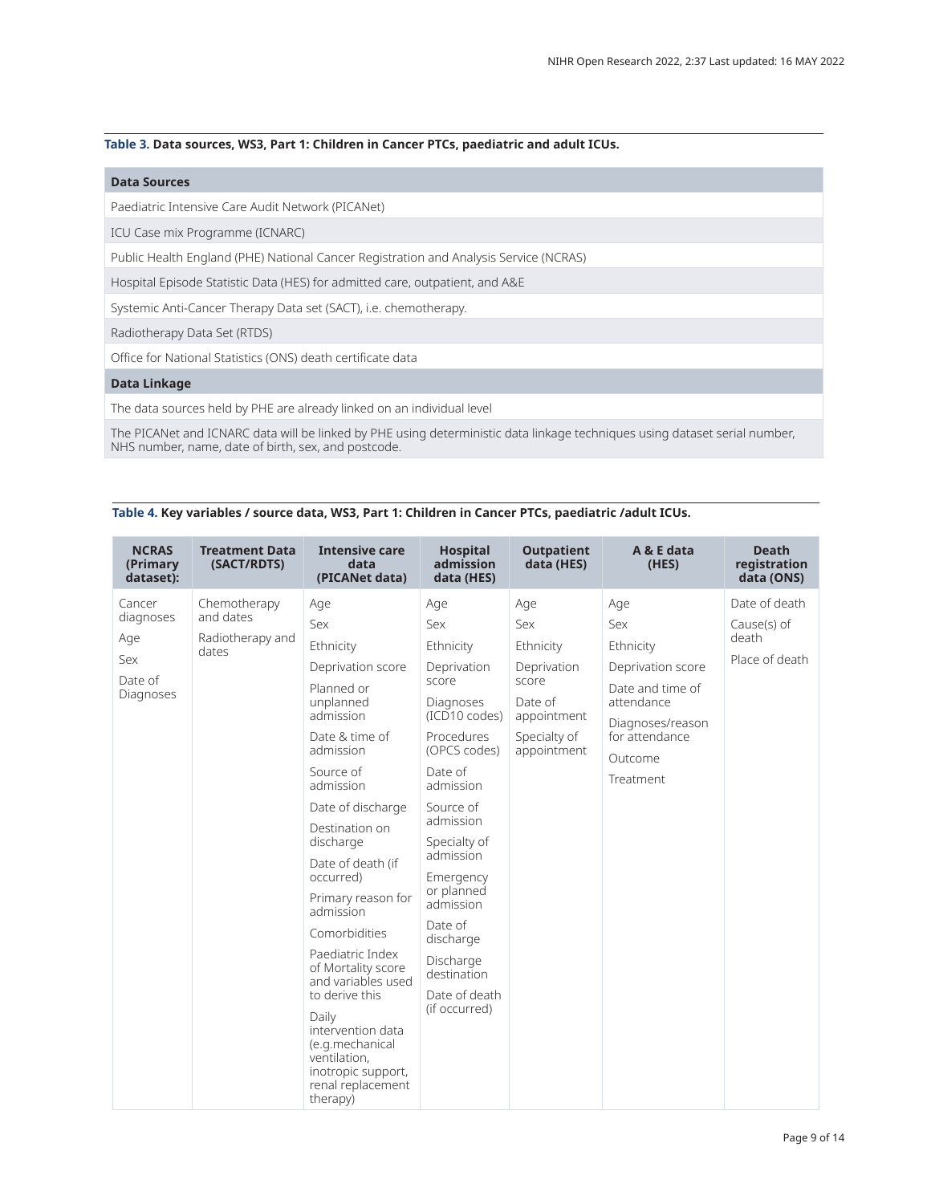**Table 3. Data sources, WS3, Part 1: Children in Cancer PTCs, paediatric and adult ICUs.**

| **Data Sources** |
|---|
| Paediatric Intensive Care Audit Network (PICANet) |
| ICU Case mix Programme (ICNARC) |
| Public Health England (PHE) National Cancer Registration and Analysis Service (NCRAS) |
| Hospital Episode Statistic Data (HES) for admitted care, outpatient, and A&E |
| Systemic Anti-Cancer Therapy Data set (SACT), i.e. chemotherapy. |
| Radiotherapy Data Set (RTDS) |
| Office for National Statistics (ONS) death certificate data |
| **Data Linkage** |
| The data sources held by PHE are already linked on an individual level |
| The PICANet and ICNARC data will be linked by PHE using deterministic data linkage techniques using dataset serial number, NHS number, name, date of birth, sex, and postcode. |

**Table 4. Key variables / source data, WS3, Part 1: Children in Cancer PTCs, paediatric /adult ICUs.**

| NCRAS (Primary dataset): | Treatment Data (SACT/RDTS) | Intensive care data (PICANet data) | Hospital admission data (HES) | Outpatient data (HES) | A & E data (HES) | Death registration data (ONS) |
|---|---|---|---|---|---|---|
| Cancer diagnoses<br>Age<br>Sex<br>Date of Diagnoses | Chemotherapy and dates<br>Radiotherapy and dates | Age<br>Sex<br>Ethnicity<br>Deprivation score<br>Planned or unplanned admission<br>Date & time of admission<br>Source of admission<br>Date of discharge<br>Destination on discharge<br>Date of death (if occurred)<br>Primary reason for admission<br>Comorbidities<br>Paediatric Index of Mortality score and variables used to derive this<br>Daily intervention data (e.g.mechanical ventilation, inotropic support, renal replacement therapy) | Age<br>Sex<br>Ethnicity<br>Deprivation score<br>Diagnoses (ICD10 codes)<br>Procedures (OPCS codes)<br>Date of admission<br>Source of admission<br>Specialty of admission<br>Emergency or planned admission<br>Date of discharge<br>Discharge destination<br>Date of death (if occurred) | Age<br>Sex<br>Ethnicity<br>Deprivation score<br>Date of appointment<br>Specialty of appointment | Age<br>Sex<br>Ethnicity<br>Deprivation score<br>Date and time of attendance<br>Diagnoses/reason for attendance<br>Outcome<br>Treatment | Date of death<br>Cause(s) of death<br>Place of death |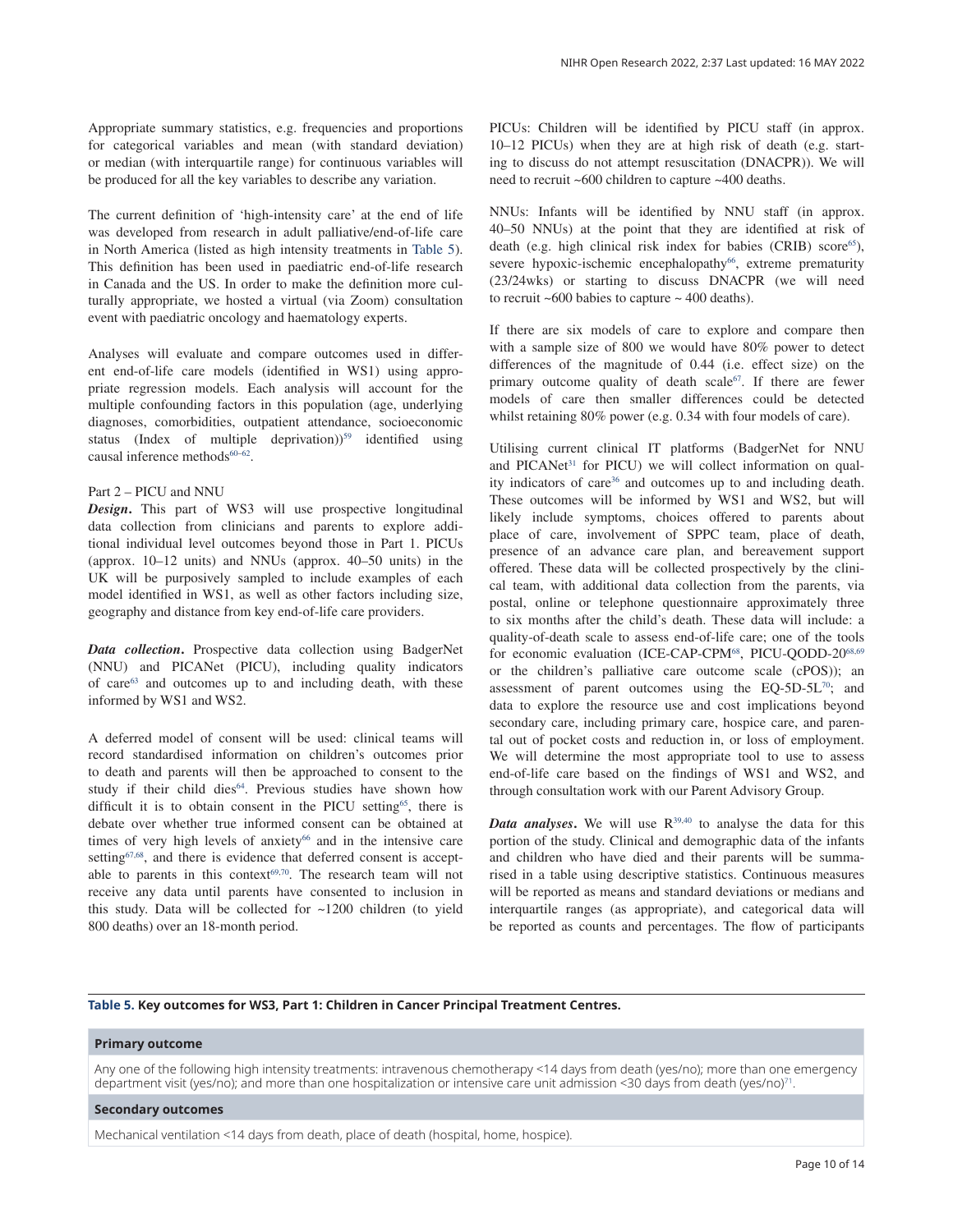Appropriate summary statistics, e.g. frequencies and proportions for categorical variables and mean (with standard deviation) or median (with interquartile range) for continuous variables will be produced for all the key variables to describe any variation.

The current definition of 'high-intensity care' at the end of life was developed from research in adult palliative/end-of-life care in North America (listed as high intensity treatments in Table 5). This definition has been used in paediatric end-of-life research in Canada and the US. In order to make the definition more culturally appropriate, we hosted a virtual (via Zoom) consultation event with paediatric oncology and haematology experts.

Analyses will evaluate and compare outcomes used in different end-of-life care models (identified in WS1) using appropriate regression models. Each analysis will account for the multiple confounding factors in this population (age, underlying diagnoses, comorbidities, outpatient attendance, socioeconomic status (Index of multiple deprivation))[59] identified using causal inference methods[60–62].

Part 2 – PICU and NNU

***Design*.** This part of WS3 will use prospective longitudinal data collection from clinicians and parents to explore additional individual level outcomes beyond those in Part 1. PICUs (approx. 10–12 units) and NNUs (approx. 40–50 units) in the UK will be purposively sampled to include examples of each model identified in WS1, as well as other factors including size, geography and distance from key end-of-life care providers.

***Data collection*.** Prospective data collection using BadgerNet (NNU) and PICANet (PICU), including quality indicators of care[63] and outcomes up to and including death, with these informed by WS1 and WS2.

A deferred model of consent will be used: clinical teams will record standardised information on children's outcomes prior to death and parents will then be approached to consent to the study if their child dies[64]. Previous studies have shown how difficult it is to obtain consent in the PICU setting[65], there is debate over whether true informed consent can be obtained at times of very high levels of anxiety[66] and in the intensive care setting[67,68], and there is evidence that deferred consent is acceptable to parents in this context[69,70]. The research team will not receive any data until parents have consented to inclusion in this study. Data will be collected for ~1200 children (to yield 800 deaths) over an 18-month period.

PICUs: Children will be identified by PICU staff (in approx. 10–12 PICUs) when they are at high risk of death (e.g. starting to discuss do not attempt resuscitation (DNACPR)). We will need to recruit ~600 children to capture ~400 deaths.

NNUs: Infants will be identified by NNU staff (in approx. 40–50 NNUs) at the point that they are identified at risk of death (e.g. high clinical risk index for babies (CRIB) score[65]), severe hypoxic-ischemic encephalopathy[66], extreme prematurity (23/24wks) or starting to discuss DNACPR (we will need to recruit ~600 babies to capture ~ 400 deaths).

If there are six models of care to explore and compare then with a sample size of 800 we would have 80% power to detect differences of the magnitude of 0.44 (i.e. effect size) on the primary outcome quality of death scale[67]. If there are fewer models of care then smaller differences could be detected whilst retaining 80% power (e.g. 0.34 with four models of care).

Utilising current clinical IT platforms (BadgerNet for NNU and PICANet[31] for PICU) we will collect information on quality indicators of care[36] and outcomes up to and including death. These outcomes will be informed by WS1 and WS2, but will likely include symptoms, choices offered to parents about place of care, involvement of SPPC team, place of death, presence of an advance care plan, and bereavement support offered. These data will be collected prospectively by the clinical team, with additional data collection from the parents, via postal, online or telephone questionnaire approximately three to six months after the child's death. These data will include: a quality-of-death scale to assess end-of-life care; one of the tools for economic evaluation (ICE-CAP-CPM[68], PICU-QODD-20[68,69] or the children's palliative care outcome scale (cPOS)); an assessment of parent outcomes using the EQ-5D-5L[70]; and data to explore the resource use and cost implications beyond secondary care, including primary care, hospice care, and parental out of pocket costs and reduction in, or loss of employment. We will determine the most appropriate tool to use to assess end-of-life care based on the findings of WS1 and WS2, and through consultation work with our Parent Advisory Group.

***Data analyses*.** We will use R[39,40] to analyse the data for this portion of the study. Clinical and demographic data of the infants and children who have died and their parents will be summarised in a table using descriptive statistics. Continuous measures will be reported as means and standard deviations or medians and interquartile ranges (as appropriate), and categorical data will be reported as counts and percentages. The flow of participants

**Table 5. Key outcomes for WS3, Part 1: Children in Cancer Principal Treatment Centres.**

| **Primary outcome** |
|---|
| Any one of the following high intensity treatments: intravenous chemotherapy <14 days from death (yes/no); more than one emergency department visit (yes/no); and more than one hospitalization or intensive care unit admission <30 days from death (yes/no)[71]. |
| **Secondary outcomes** |
| Mechanical ventilation <14 days from death, place of death (hospital, home, hospice). |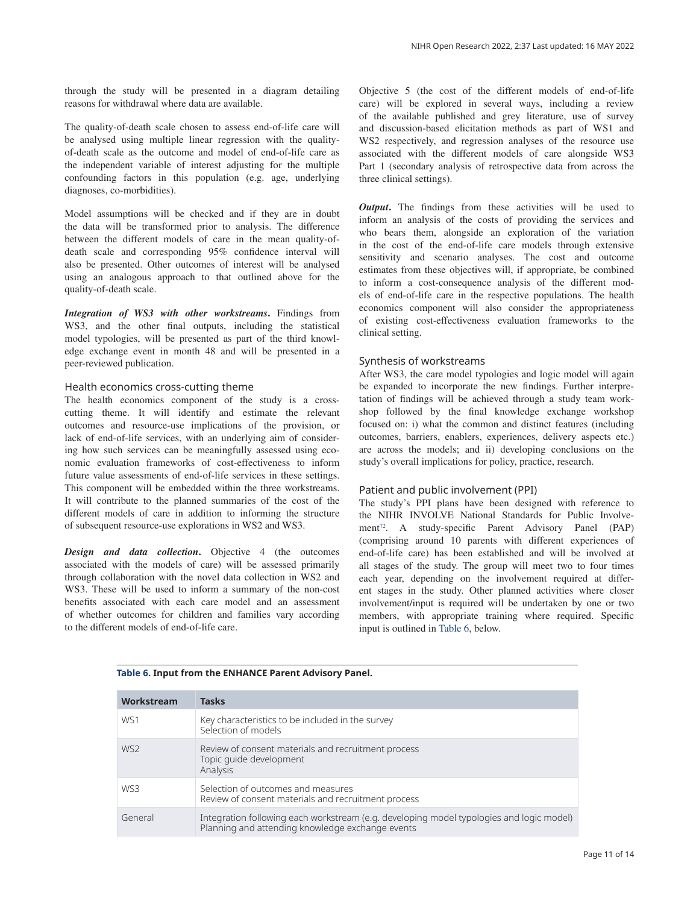through the study will be presented in a diagram detailing reasons for withdrawal where data are available.

The quality-of-death scale chosen to assess end-of-life care will be analysed using multiple linear regression with the quality-of-death scale as the outcome and model of end-of-life care as the independent variable of interest adjusting for the multiple confounding factors in this population (e.g. age, underlying diagnoses, co-morbidities).

Model assumptions will be checked and if they are in doubt the data will be transformed prior to analysis. The difference between the different models of care in the mean quality-of-death scale and corresponding 95% confidence interval will also be presented. Other outcomes of interest will be analysed using an analogous approach to that outlined above for the quality-of-death scale.

***Integration of WS3 with other workstreams***. Findings from WS3, and the other final outputs, including the statistical model typologies, will be presented as part of the third knowledge exchange event in month 48 and will be presented in a peer-reviewed publication.

### Health economics cross-cutting theme

The health economics component of the study is a cross-cutting theme. It will identify and estimate the relevant outcomes and resource-use implications of the provision, or lack of end-of-life services, with an underlying aim of considering how such services can be meaningfully assessed using economic evaluation frameworks of cost-effectiveness to inform future value assessments of end-of-life services in these settings. This component will be embedded within the three workstreams. It will contribute to the planned summaries of the cost of the different models of care in addition to informing the structure of subsequent resource-use explorations in WS2 and WS3.

***Design and data collection***. Objective 4 (the outcomes associated with the models of care) will be assessed primarily through collaboration with the novel data collection in WS2 and WS3. These will be used to inform a summary of the non-cost benefits associated with each care model and an assessment of whether outcomes for children and families vary according to the different models of end-of-life care.

Objective 5 (the cost of the different models of end-of-life care) will be explored in several ways, including a review of the available published and grey literature, use of survey and discussion-based elicitation methods as part of WS1 and WS2 respectively, and regression analyses of the resource use associated with the different models of care alongside WS3 Part 1 (secondary analysis of retrospective data from across the three clinical settings).

***Output***. The findings from these activities will be used to inform an analysis of the costs of providing the services and who bears them, alongside an exploration of the variation in the cost of the end-of-life care models through extensive sensitivity and scenario analyses. The cost and outcome estimates from these objectives will, if appropriate, be combined to inform a cost-consequence analysis of the different models of end-of-life care in the respective populations. The health economics component will also consider the appropriateness of existing cost-effectiveness evaluation frameworks to the clinical setting.

### Synthesis of workstreams

After WS3, the care model typologies and logic model will again be expanded to incorporate the new findings. Further interpretation of findings will be achieved through a study team workshop followed by the final knowledge exchange workshop focused on: i) what the common and distinct features (including outcomes, barriers, enablers, experiences, delivery aspects etc.) are across the models; and ii) developing conclusions on the study's overall implications for policy, practice, research.

### Patient and public involvement (PPI)

The study's PPI plans have been designed with reference to the NIHR INVOLVE National Standards for Public Involvement[72]. A study-specific Parent Advisory Panel (PAP) (comprising around 10 parents with different experiences of end-of-life care) has been established and will be involved at all stages of the study. The group will meet two to four times each year, depending on the involvement required at different stages in the study. Other planned activities where closer involvement/input is required will be undertaken by one or two members, with appropriate training where required. Specific input is outlined in Table 6, below.

**Table 6. Input from the ENHANCE Parent Advisory Panel.**

| Workstream | Tasks |
|---|---|
| WS1 | Key characteristics to be included in the survey<br>Selection of models |
| WS2 | Review of consent materials and recruitment process<br>Topic guide development<br>Analysis |
| WS3 | Selection of outcomes and measures<br>Review of consent materials and recruitment process |
| General | Integration following each workstream (e.g. developing model typologies and logic model)<br>Planning and attending knowledge exchange events |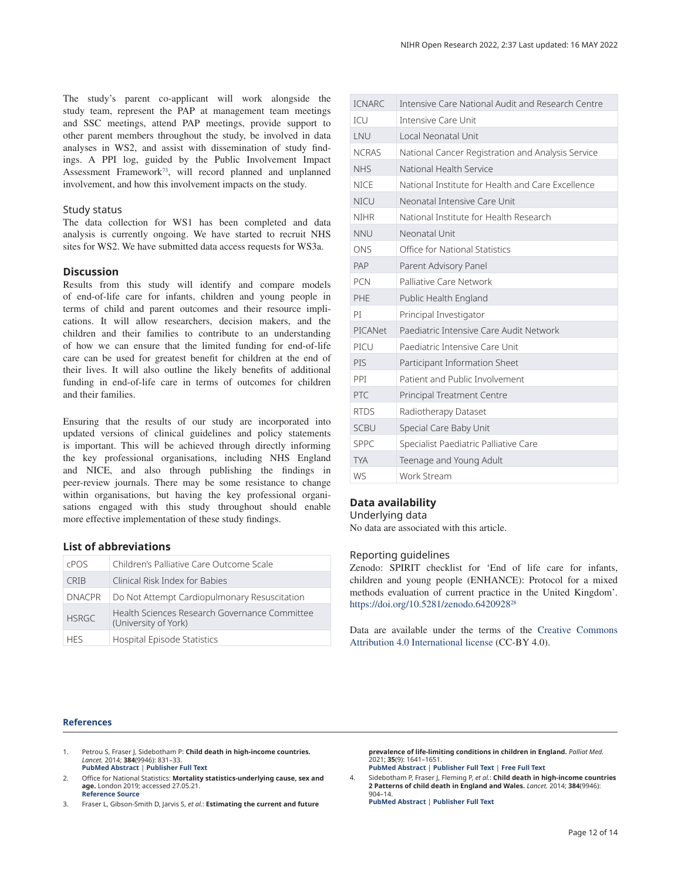The study's parent co-applicant will work alongside the study team, represent the PAP at management team meetings and SSC meetings, attend PAP meetings, provide support to other parent members throughout the study, be involved in data analyses in WS2, and assist with dissemination of study findings. A PPI log, guided by the Public Involvement Impact Assessment Framework[73], will record planned and unplanned involvement, and how this involvement impacts on the study.

### Study status

The data collection for WS1 has been completed and data analysis is currently ongoing. We have started to recruit NHS sites for WS2. We have submitted data access requests for WS3a.

## Discussion

Results from this study will identify and compare models of end-of-life care for infants, children and young people in terms of child and parent outcomes and their resource implications. It will allow researchers, decision makers, and the children and their families to contribute to an understanding of how we can ensure that the limited funding for end-of-life care can be used for greatest benefit for children at the end of their lives. It will also outline the likely benefits of additional funding in end-of-life care in terms of outcomes for children and their families.

Ensuring that the results of our study are incorporated into updated versions of clinical guidelines and policy statements is important. This will be achieved through directly informing the key professional organisations, including NHS England and NICE, and also through publishing the findings in peer-review journals. There may be some resistance to change within organisations, but having the key professional organisations engaged with this study throughout should enable more effective implementation of these study findings.

## List of abbreviations

| | |
|---|---|
| cPOS | Children's Palliative Care Outcome Scale |
| CRIB | Clinical Risk Index for Babies |
| DNACPR | Do Not Attempt Cardiopulmonary Resuscitation |
| HSRGC | Health Sciences Research Governance Committee (University of York) |
| HES | Hospital Episode Statistics |
| ICNARC | Intensive Care National Audit and Research Centre |
| ICU | Intensive Care Unit |
| LNU | Local Neonatal Unit |
| NCRAS | National Cancer Registration and Analysis Service |
| NHS | National Health Service |
| NICE | National Institute for Health and Care Excellence |
| NICU | Neonatal Intensive Care Unit |
| NIHR | National Institute for Health Research |
| NNU | Neonatal Unit |
| ONS | Office for National Statistics |
| PAP | Parent Advisory Panel |
| PCN | Palliative Care Network |
| PHE | Public Health England |
| PI | Principal Investigator |
| PICANet | Paediatric Intensive Care Audit Network |
| PICU | Paediatric Intensive Care Unit |
| PIS | Participant Information Sheet |
| PPI | Patient and Public Involvement |
| PTC | Principal Treatment Centre |
| RTDS | Radiotherapy Dataset |
| SCBU | Special Care Baby Unit |
| SPPC | Specialist Paediatric Palliative Care |
| TYA | Teenage and Young Adult |
| WS | Work Stream |

## Data availability

### Underlying data

No data are associated with this article.

### Reporting guidelines

Zenodo: SPIRIT checklist for 'End of life care for infants, children and young people (ENHANCE): Protocol for a mixed methods evaluation of current practice in the United Kingdom'. https://doi.org/10.5281/zenodo.6420928[28]

Data are available under the terms of the Creative Commons Attribution 4.0 International license (CC-BY 4.0).

## References

1. Petrou S, Fraser J, Sidebotham P: **Child death in high-income countries.** *Lancet.* 2014; **384**(9946): 831–33.
**PubMed Abstract** | **Publisher Full Text**

2. Office for National Statistics: **Mortality statistics-underlying cause, sex and age.** London 2019; accessed 27.05.21.
**Reference Source**

3. Fraser L, Gibson-Smith D, Jarvis S, *et al.*: **Estimating the current and future prevalence of life-limiting conditions in children in England.** *Palliat Med.* 2021; **35**(9): 1641–1651.
**PubMed Abstract** | **Publisher Full Text** | **Free Full Text**

4. Sidebotham P, Fraser J, Fleming P, *et al.*: **Child death in high-income countries 2 Patterns of child death in England and Wales.** *Lancet.* 2014; **384**(9946): 904–14.
**PubMed Abstract** | **Publisher Full Text**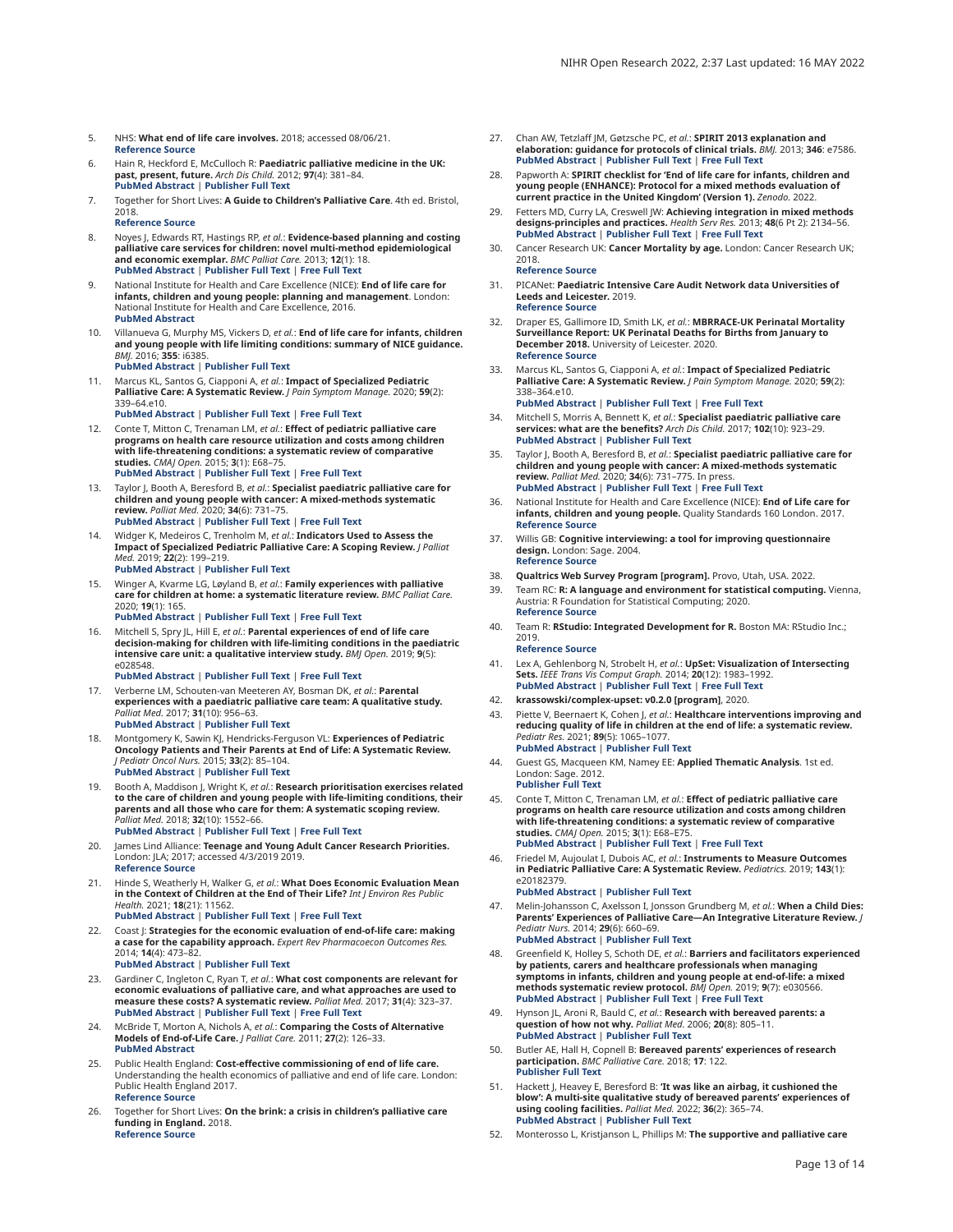5. NHS: **What end of life care involves.** 2018; accessed 08/06/21.
**Reference Source**

6. Hain R, Heckford E, McCulloch R: **Paediatric palliative medicine in the UK: past, present, future.** *Arch Dis Child.* 2012; **97**(4): 381–84.
**PubMed Abstract** | **Publisher Full Text**

7. Together for Short Lives: **A Guide to Children's Palliative Care**. 4th ed. Bristol, 2018.
**Reference Source**

8. Noyes J, Edwards RT, Hastings RP, *et al.*: **Evidence-based planning and costing palliative care services for children: novel multi-method epidemiological and economic exemplar.** *BMC Palliat Care.* 2013; **12**(1): 18.
**PubMed Abstract** | **Publisher Full Text** | **Free Full Text**

9. National Institute for Health and Care Excellence (NICE): **End of life care for infants, children and young people: planning and management**. London: National Institute for Health and Care Excellence, 2016.
**PubMed Abstract**

10. Villanueva G, Murphy MS, Vickers D, *et al.*: **End of life care for infants, children and young people with life limiting conditions: summary of NICE guidance.** *BMJ.* 2016; **355**: i6385.
**PubMed Abstract** | **Publisher Full Text**

11. Marcus KL, Santos G, Ciapponi A, *et al.*: **Impact of Specialized Pediatric Palliative Care: A Systematic Review.** *J Pain Symptom Manage.* 2020; **59**(2): 339–64.e10.
**PubMed Abstract** | **Publisher Full Text** | **Free Full Text**

12. Conte T, Mitton C, Trenaman LM, *et al.*: **Effect of pediatric palliative care programs on health care resource utilization and costs among children with life-threatening conditions: a systematic review of comparative studies.** *CMAJ Open.* 2015; **3**(1): E68–75.
**PubMed Abstract** | **Publisher Full Text** | **Free Full Text**

13. Taylor J, Booth A, Beresford B, *et al.*: **Specialist paediatric palliative care for children and young people with cancer: A mixed-methods systematic review.** *Palliat Med.* 2020; **34**(6): 731–75.
**PubMed Abstract** | **Publisher Full Text** | **Free Full Text**

14. Widger K, Medeiros C, Trenholm M, *et al.*: **Indicators Used to Assess the Impact of Specialized Pediatric Palliative Care: A Scoping Review.** *J Palliat Med.* 2019; **22**(2): 199–219.
**PubMed Abstract** | **Publisher Full Text**

15. Winger A, Kvarme LG, Løyland B, *et al.*: **Family experiences with palliative care for children at home: a systematic literature review.** *BMC Palliat Care.* 2020; **19**(1): 165.
**PubMed Abstract** | **Publisher Full Text** | **Free Full Text**

16. Mitchell S, Spry JL, Hill E, *et al.*: **Parental experiences of end of life care decision-making for children with life-limiting conditions in the paediatric intensive care unit: a qualitative interview study.** *BMJ Open.* 2019; **9**(5): e028548.
**PubMed Abstract** | **Publisher Full Text** | **Free Full Text**

17. Verberne LM, Schouten-van Meeteren AY, Bosman DK, *et al.*: **Parental experiences with a paediatric palliative care team: A qualitative study.** *Palliat Med.* 2017; **31**(10): 956–63.
**PubMed Abstract** | **Publisher Full Text**

18. Montgomery K, Sawin KJ, Hendricks-Ferguson VL: **Experiences of Pediatric Oncology Patients and Their Parents at End of Life: A Systematic Review.** *J Pediatr Oncol Nurs.* 2015; **33**(2): 85–104.
**PubMed Abstract** | **Publisher Full Text**

19. Booth A, Maddison J, Wright K, *et al.*: **Research prioritisation exercises related to the care of children and young people with life-limiting conditions, their parents and all those who care for them: A systematic scoping review.** *Palliat Med.* 2018; **32**(10): 1552–66.
**PubMed Abstract** | **Publisher Full Text** | **Free Full Text**

20. James Lind Alliance: **Teenage and Young Adult Cancer Research Priorities.** London: JLA; 2017; accessed 4/3/2019 2019.
**Reference Source**

21. Hinde S, Weatherly H, Walker G, *et al.*: **What Does Economic Evaluation Mean in the Context of Children at the End of Their Life?** *Int J Environ Res Public Health.* 2021; **18**(21): 11562.
**PubMed Abstract** | **Publisher Full Text** | **Free Full Text**

22. Coast J: **Strategies for the economic evaluation of end-of-life care: making a case for the capability approach.** *Expert Rev Pharmacoecon Outcomes Res.* 2014; **14**(4): 473–82.
**PubMed Abstract** | **Publisher Full Text**

23. Gardiner C, Ingleton C, Ryan T, *et al.*: **What cost components are relevant for economic evaluations of palliative care, and what approaches are used to measure these costs? A systematic review.** *Palliat Med.* 2017; **31**(4): 323–37.
**PubMed Abstract** | **Publisher Full Text** | **Free Full Text**

24. McBride T, Morton A, Nichols A, *et al.*: **Comparing the Costs of Alternative Models of End-of-Life Care.** *J Palliat Care.* 2011; **27**(2): 126–33.
**PubMed Abstract**

25. Public Health England: **Cost-effective commissioning of end of life care.** Understanding the health economics of palliative and end of life care. London: Public Health England 2017.
**Reference Source**

26. Together for Short Lives: **On the brink: a crisis in children's palliative care funding in England.** 2018.
**Reference Source**

27. Chan AW, Tetzlaff JM, Gøtzsche PC, *et al.*: **SPIRIT 2013 explanation and elaboration: guidance for protocols of clinical trials.** *BMJ.* 2013; **346**: e7586.
**PubMed Abstract** | **Publisher Full Text** | **Free Full Text**

28. Papworth A: **SPIRIT checklist for 'End of life care for infants, children and young people (ENHANCE): Protocol for a mixed methods evaluation of current practice in the United Kingdom' (Version 1).** *Zenodo.* 2022.

29. Fetters MD, Curry LA, Creswell JW: **Achieving integration in mixed methods designs-principles and practices.** *Health Serv Res.* 2013; **48**(6 Pt 2): 2134–56.
**PubMed Abstract** | **Publisher Full Text** | **Free Full Text**

30. Cancer Research UK: **Cancer Mortality by age.** London: Cancer Research UK; 2018.
**Reference Source**

31. PICANet: **Paediatric Intensive Care Audit Network data Universities of Leeds and Leicester.** 2019.
**Reference Source**

32. Draper ES, Gallimore ID, Smith LK, *et al.*: **MBRRACE-UK Perinatal Mortality Surveillance Report: UK Perinatal Deaths for Births from January to December 2018.** University of Leicester. 2020.
**Reference Source**

33. Marcus KL, Santos G, Ciapponi A, *et al.*: **Impact of Specialized Pediatric Palliative Care: A Systematic Review.** *J Pain Symptom Manage.* 2020; **59**(2): 338–364.e10.
**PubMed Abstract** | **Publisher Full Text** | **Free Full Text**

34. Mitchell S, Morris A, Bennett K, *et al.*: **Specialist paediatric palliative care services: what are the benefits?** *Arch Dis Child.* 2017; **102**(10): 923–29.
**PubMed Abstract** | **Publisher Full Text**

35. Taylor J, Booth A, Beresford B, *et al.*: **Specialist paediatric palliative care for children and young people with cancer: A mixed-methods systematic review.** *Palliat Med.* 2020; **34**(6): 731–775. In press.
**PubMed Abstract** | **Publisher Full Text** | **Free Full Text**

36. National Institute for Health and Care Excellence (NICE): **End of Life care for infants, children and young people.** Quality Standards 160 London. 2017.
**Reference Source**

37. Willis GB: **Cognitive interviewing: a tool for improving questionnaire design.** London: Sage. 2004.
**Reference Source**

38. **Qualtrics Web Survey Program [program].** Provo, Utah, USA. 2022.

39. Team RC: **R: A language and environment for statistical computing.** Vienna, Austria: R Foundation for Statistical Computing; 2020.
**Reference Source**

40. Team R: **RStudio: Integrated Development for R.** Boston MA: RStudio Inc.; 2019.
**Reference Source**

41. Lex A, Gehlenborg N, Strobelt H, *et al.*: **UpSet: Visualization of Intersecting Sets.** *IEEE Trans Vis Comput Graph.* 2014; **20**(12): 1983–1992.
**PubMed Abstract** | **Publisher Full Text** | **Free Full Text**

42. **krassowski/complex-upset: v0.2.0 [program]**, 2020.

43. Piette V, Beernaert K, Cohen J, *et al.*: **Healthcare interventions improving and reducing quality of life in children at the end of life: a systematic review.** *Pediatr Res.* 2021; **89**(5): 1065–1077.
**PubMed Abstract** | **Publisher Full Text**

44. Guest GS, Macqueen KM, Namey EE: **Applied Thematic Analysis**. 1st ed. London: Sage. 2012.
**Publisher Full Text**

45. Conte T, Mitton C, Trenaman LM, *et al.*: **Effect of pediatric palliative care programs on health care resource utilization and costs among children with life-threatening conditions: a systematic review of comparative studies.** *CMAJ Open.* 2015; **3**(1): E68–E75.
**PubMed Abstract** | **Publisher Full Text** | **Free Full Text**

46. Friedel M, Aujoulat I, Dubois AC, *et al.*: **Instruments to Measure Outcomes in Pediatric Palliative Care: A Systematic Review.** *Pediatrics.* 2019; **143**(1): e20182379.
**PubMed Abstract** | **Publisher Full Text**

47. Melin-Johansson C, Axelsson I, Jonsson Grundberg M, *et al.*: **When a Child Dies: Parents' Experiences of Palliative Care—An Integrative Literature Review.** *J Pediatr Nurs.* 2014; **29**(6): 660–69.
**PubMed Abstract** | **Publisher Full Text**

48. Greenfield K, Holley S, Schoth DE, *et al.*: **Barriers and facilitators experienced by patients, carers and healthcare professionals when managing symptoms in infants, children and young people at end-of-life: a mixed methods systematic review protocol.** *BMJ Open.* 2019; **9**(7): e030566.
**PubMed Abstract** | **Publisher Full Text** | **Free Full Text**

49. Hynson JL, Aroni R, Bauld C, *et al.*: **Research with bereaved parents: a question of how not why.** *Palliat Med.* 2006; **20**(8): 805–11.
**PubMed Abstract** | **Publisher Full Text**

50. Butler AE, Hall H, Copnell B: **Bereaved parents' experiences of research participation.** *BMC Palliative Care.* 2018; **17**: 122.
**Publisher Full Text**

51. Hackett J, Heavey E, Beresford B: **'It was like an airbag, it cushioned the blow': A multi-site qualitative study of bereaved parents' experiences of using cooling facilities.** *Palliat Med.* 2022; **36**(2): 365–74.
**PubMed Abstract** | **Publisher Full Text**

52. Monterosso L, Kristjanson L, Phillips M: **The supportive and palliative care**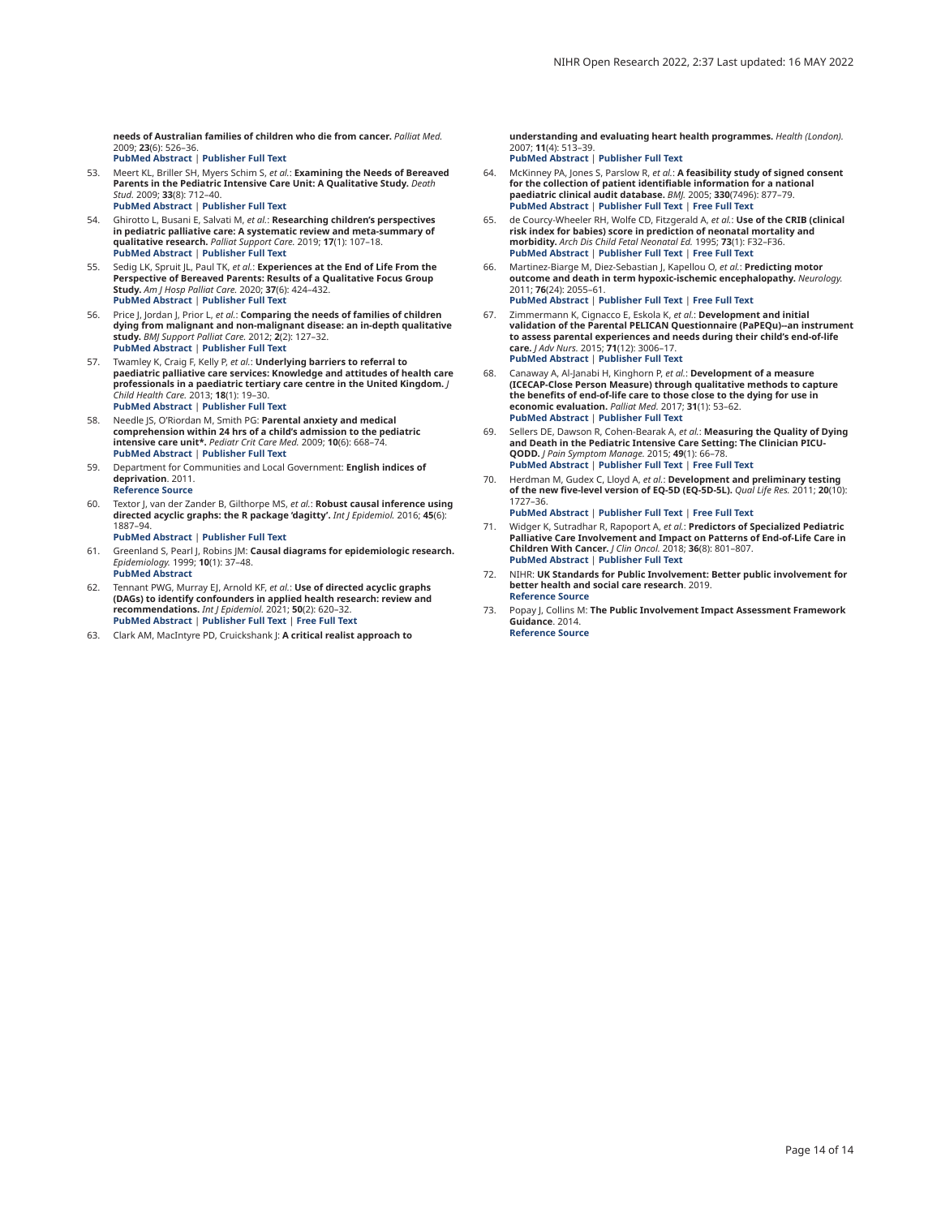**needs of Australian families of children who die from cancer.** *Palliat Med.* 2009; **23**(6): 526–36.
**PubMed Abstract** | **Publisher Full Text**

53. Meert KL, Briller SH, Myers Schim S, *et al.*: **Examining the Needs of Bereaved Parents in the Pediatric Intensive Care Unit: A Qualitative Study.** *Death Stud.* 2009; **33**(8): 712–40.
**PubMed Abstract** | **Publisher Full Text**

54. Ghirotto L, Busani E, Salvati M, *et al.*: **Researching children's perspectives in pediatric palliative care: A systematic review and meta-summary of qualitative research.** *Palliat Support Care.* 2019; **17**(1): 107–18.
**PubMed Abstract** | **Publisher Full Text**

55. Sedig LK, Spruit JL, Paul TK, *et al.*: **Experiences at the End of Life From the Perspective of Bereaved Parents: Results of a Qualitative Focus Group Study.** *Am J Hosp Palliat Care.* 2020; **37**(6): 424–432.
**PubMed Abstract** | **Publisher Full Text**

56. Price J, Jordan J, Prior L, *et al.*: **Comparing the needs of families of children dying from malignant and non-malignant disease: an in-depth qualitative study.** *BMJ Support Palliat Care.* 2012; **2**(2): 127–32.
**PubMed Abstract** | **Publisher Full Text**

57. Twamley K, Craig F, Kelly P, *et al.*: **Underlying barriers to referral to paediatric palliative care services: Knowledge and attitudes of health care professionals in a paediatric tertiary care centre in the United Kingdom.** *J Child Health Care.* 2013; **18**(1): 19–30.
**PubMed Abstract** | **Publisher Full Text**

58. Needle JS, O'Riordan M, Smith PG: **Parental anxiety and medical comprehension within 24 hrs of a child's admission to the pediatric intensive care unit\*.** *Pediatr Crit Care Med.* 2009; **10**(6): 668–74.
**PubMed Abstract** | **Publisher Full Text**

59. Department for Communities and Local Government: **English indices of deprivation**. 2011.
**Reference Source**

60. Textor J, van der Zander B, Gilthorpe MS, *et al.*: **Robust causal inference using directed acyclic graphs: the R package 'dagitty'.** *Int J Epidemiol.* 2016; **45**(6): 1887–94.
**PubMed Abstract** | **Publisher Full Text**

61. Greenland S, Pearl J, Robins JM: **Causal diagrams for epidemiologic research.** *Epidemiology.* 1999; **10**(1): 37–48.
**PubMed Abstract**

62. Tennant PWG, Murray EJ, Arnold KF, *et al.*: **Use of directed acyclic graphs (DAGs) to identify confounders in applied health research: review and recommendations.** *Int J Epidemiol.* 2021; **50**(2): 620–32.
**PubMed Abstract** | **Publisher Full Text** | **Free Full Text**

63. Clark AM, MacIntyre PD, Cruickshank J: **A critical realist approach to understanding and evaluating heart health programmes.** *Health (London).* 2007; **11**(4): 513–39.
**PubMed Abstract** | **Publisher Full Text**

64. McKinney PA, Jones S, Parslow R, *et al.*: **A feasibility study of signed consent for the collection of patient identifiable information for a national paediatric clinical audit database.** *BMJ.* 2005; **330**(7496): 877–79.
**PubMed Abstract** | **Publisher Full Text** | **Free Full Text**

65. de Courcy-Wheeler RH, Wolfe CD, Fitzgerald A, *et al.*: **Use of the CRIB (clinical risk index for babies) score in prediction of neonatal mortality and morbidity.** *Arch Dis Child Fetal Neonatal Ed.* 1995; **73**(1): F32–F36.
**PubMed Abstract** | **Publisher Full Text** | **Free Full Text**

66. Martinez-Biarge M, Diez-Sebastian J, Kapellou O, *et al.*: **Predicting motor outcome and death in term hypoxic-ischemic encephalopathy.** *Neurology.* 2011; **76**(24): 2055–61.
**PubMed Abstract** | **Publisher Full Text** | **Free Full Text**

67. Zimmermann K, Cignacco E, Eskola K, *et al.*: **Development and initial validation of the Parental PELICAN Questionnaire (PaPEQu)--an instrument to assess parental experiences and needs during their child's end-of-life care.** *J Adv Nurs.* 2015; **71**(12): 3006–17.
**PubMed Abstract** | **Publisher Full Text**

68. Canaway A, Al-Janabi H, Kinghorn P, *et al.*: **Development of a measure (ICECAP-Close Person Measure) through qualitative methods to capture the benefits of end-of-life care to those close to the dying for use in economic evaluation.** *Palliat Med.* 2017; **31**(1): 53–62.
**PubMed Abstract** | **Publisher Full Text**

69. Sellers DE, Dawson R, Cohen-Bearak A, *et al.*: **Measuring the Quality of Dying and Death in the Pediatric Intensive Care Setting: The Clinician PICU-QODD.** *J Pain Symptom Manage.* 2015; **49**(1): 66–78.
**PubMed Abstract** | **Publisher Full Text** | **Free Full Text**

70. Herdman M, Gudex C, Lloyd A, *et al.*: **Development and preliminary testing of the new five-level version of EQ-5D (EQ-5D-5L).** *Qual Life Res.* 2011; **20**(10): 1727–36.
**PubMed Abstract** | **Publisher Full Text** | **Free Full Text**

71. Widger K, Sutradhar R, Rapoport A, *et al.*: **Predictors of Specialized Pediatric Palliative Care Involvement and Impact on Patterns of End-of-Life Care in Children With Cancer.** *J Clin Oncol.* 2018; **36**(8): 801–807.
**PubMed Abstract** | **Publisher Full Text**

72. NIHR: **UK Standards for Public Involvement: Better public involvement for better health and social care research**. 2019.
**Reference Source**

73. Popay J, Collins M: **The Public Involvement Impact Assessment Framework Guidance**. 2014.
**Reference Source**